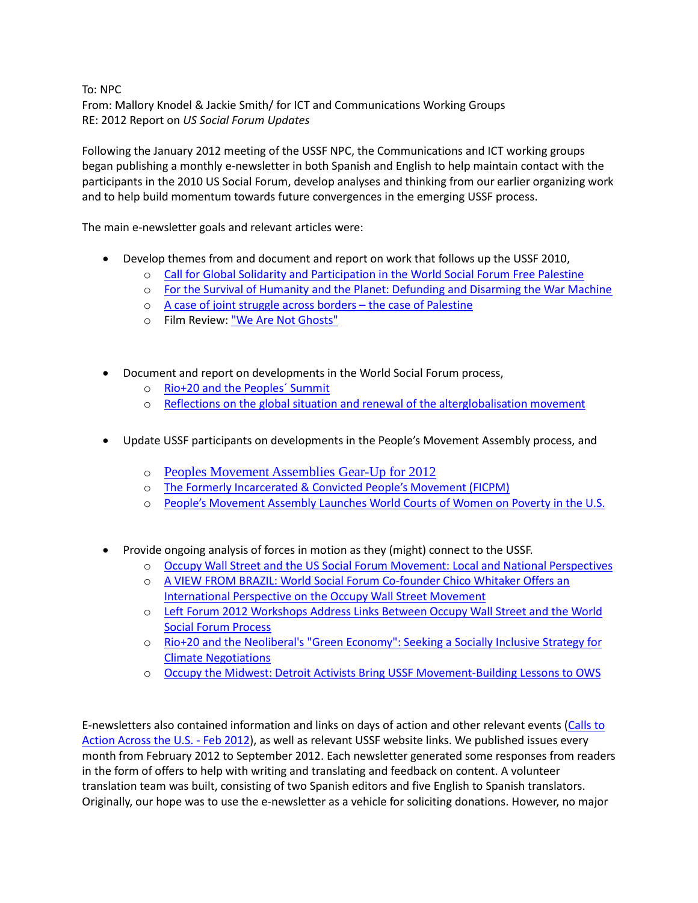To: NPC
From: Mallory Knodel & Jackie Smith/ for ICT and Communications Working Groups
RE: 2012 Report on *US Social Forum Updates*

Following the January 2012 meeting of the USSF NPC, the Communications and ICT working groups began publishing a monthly e-newsletter in both Spanish and English to help maintain contact with the participants in the 2010 US Social Forum, develop analyses and thinking from our earlier organizing work and to help build momentum towards future convergences in the emerging USSF process.

The main e-newsletter goals and relevant articles were:

- Develop themes from and document and report on work that follows up the USSF 2010,
    - Call for Global Solidarity and Participation in the World Social Forum Free Palestine
    - For the Survival of Humanity and the Planet: Defunding and Disarming the War Machine
    - A case of joint struggle across borders – the case of Palestine
    - Film Review: "We Are Not Ghosts"

- Document and report on developments in the World Social Forum process,
    - Rio+20 and the Peoples´ Summit
    - Reflections on the global situation and renewal of the alterglobalisation movement

- Update USSF participants on developments in the People's Movement Assembly process, and
    - Peoples Movement Assemblies Gear-Up for 2012
    - The Formerly Incarcerated & Convicted People's Movement (FICPM)
    - People's Movement Assembly Launches World Courts of Women on Poverty in the U.S.

- Provide ongoing analysis of forces in motion as they (might) connect to the USSF.
    - Occupy Wall Street and the US Social Forum Movement: Local and National Perspectives
    - A VIEW FROM BRAZIL: World Social Forum Co-founder Chico Whitaker Offers an International Perspective on the Occupy Wall Street Movement
    - Left Forum 2012 Workshops Address Links Between Occupy Wall Street and the World Social Forum Process
    - Rio+20 and the Neoliberal's "Green Economy": Seeking a Socially Inclusive Strategy for Climate Negotiations
    - Occupy the Midwest: Detroit Activists Bring USSF Movement-Building Lessons to OWS

E-newsletters also contained information and links on days of action and other relevant events (Calls to Action Across the U.S. - Feb 2012), as well as relevant USSF website links. We published issues every month from February 2012 to September 2012. Each newsletter generated some responses from readers in the form of offers to help with writing and translating and feedback on content. A volunteer translation team was built, consisting of two Spanish editors and five English to Spanish translators. Originally, our hope was to use the e-newsletter as a vehicle for soliciting donations. However, no major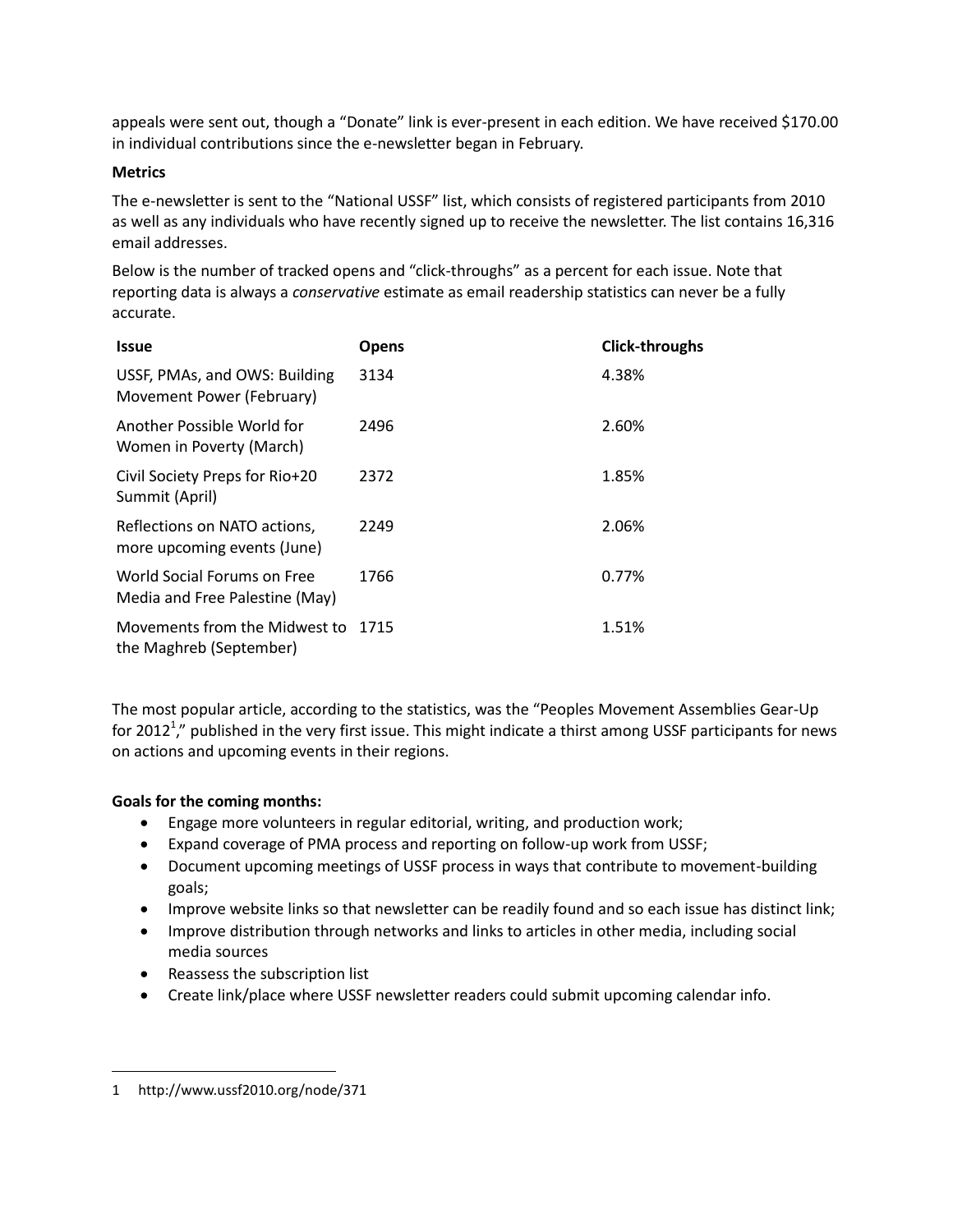appeals were sent out, though a "Donate" link is ever-present in each edition. We have received $170.00 in individual contributions since the e-newsletter began in February.

**Metrics**

The e-newsletter is sent to the "National USSF" list, which consists of registered participants from 2010 as well as any individuals who have recently signed up to receive the newsletter. The list contains 16,316 email addresses.

Below is the number of tracked opens and "click-throughs" as a percent for each issue. Note that reporting data is always a *conservative* estimate as email readership statistics can never be a fully accurate.

| Issue | Opens | Click-throughs |
|---|---|---|
| USSF, PMAs, and OWS: Building Movement Power (February) | 3134 | 4.38% |
| Another Possible World for Women in Poverty (March) | 2496 | 2.60% |
| Civil Society Preps for Rio+20 Summit (April) | 2372 | 1.85% |
| Reflections on NATO actions, more upcoming events (June) | 2249 | 2.06% |
| World Social Forums on Free Media and Free Palestine (May) | 1766 | 0.77% |
| Movements from the Midwest to the Maghreb (September) | 1715 | 1.51% |

The most popular article, according to the statistics, was the "Peoples Movement Assemblies Gear-Up for 2012[1]," published in the very first issue. This might indicate a thirst among USSF participants for news on actions and upcoming events in their regions.

**Goals for the coming months:**

- Engage more volunteers in regular editorial, writing, and production work;
- Expand coverage of PMA process and reporting on follow-up work from USSF;
- Document upcoming meetings of USSF process in ways that contribute to movement-building goals;
- Improve website links so that newsletter can be readily found and so each issue has distinct link;
- Improve distribution through networks and links to articles in other media, including social media sources
- Reassess the subscription list
- Create link/place where USSF newsletter readers could submit upcoming calendar info.

---

1 http://www.ussf2010.org/node/371